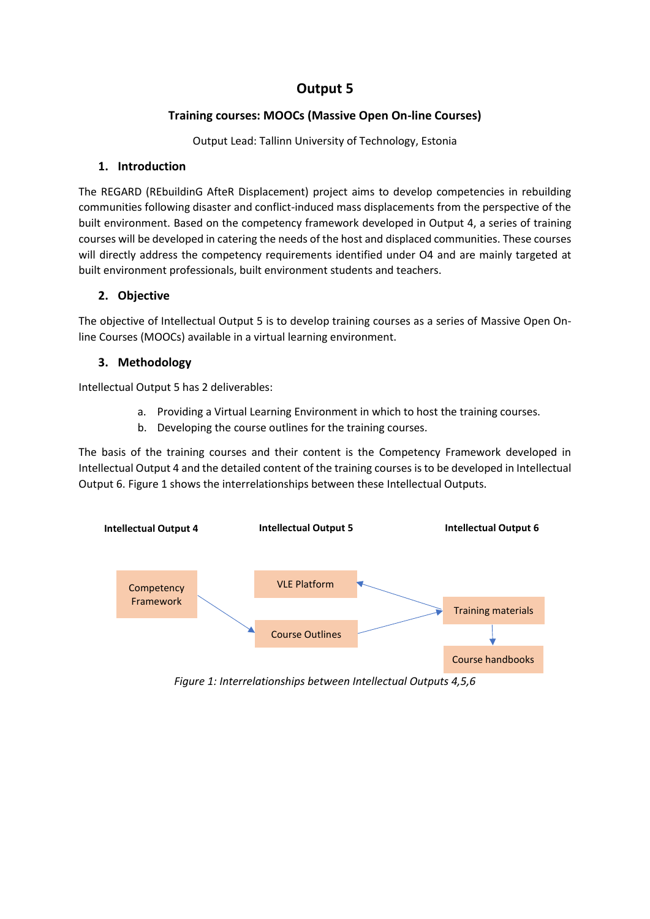# Output 5

### Training courses: MOOCs (Massive Open On-line Courses)

Output Lead: Tallinn University of Technology, Estonia

## 1. Introduction

The REGARD (REbuildinG AfteR Displacement) project aims to develop competencies in rebuilding communities following disaster and conflict-induced mass displacements from the perspective of the built environment. Based on the competency framework developed in Output 4, a series of training courses will be developed in catering the needs of the host and displaced communities. These courses will directly address the competency requirements identified under O4 and are mainly targeted at built environment professionals, built environment students and teachers.

## 2. Objective

The objective of Intellectual Output 5 is to develop training courses as a series of Massive Open On-line Courses (MOOCs) available in a virtual learning environment.

## 3. Methodology

Intellectual Output 5 has 2 deliverables:

a. Providing a Virtual Learning Environment in which to host the training courses.
b. Developing the course outlines for the training courses.

The basis of the training courses and their content is the Competency Framework developed in Intellectual Output 4 and the detailed content of the training courses is to be developed in Intellectual Output 6. Figure 1 shows the interrelationships between these Intellectual Outputs.

**Intellectual Output 4** | **Intellectual Output 5** | **Intellectual Output 6**

Competency Framework → Course Outlines → Training materials
Training materials → VLE Platform
Training materials → Course handbooks

*Figure 1: Interrelationships between Intellectual Outputs 4,5,6*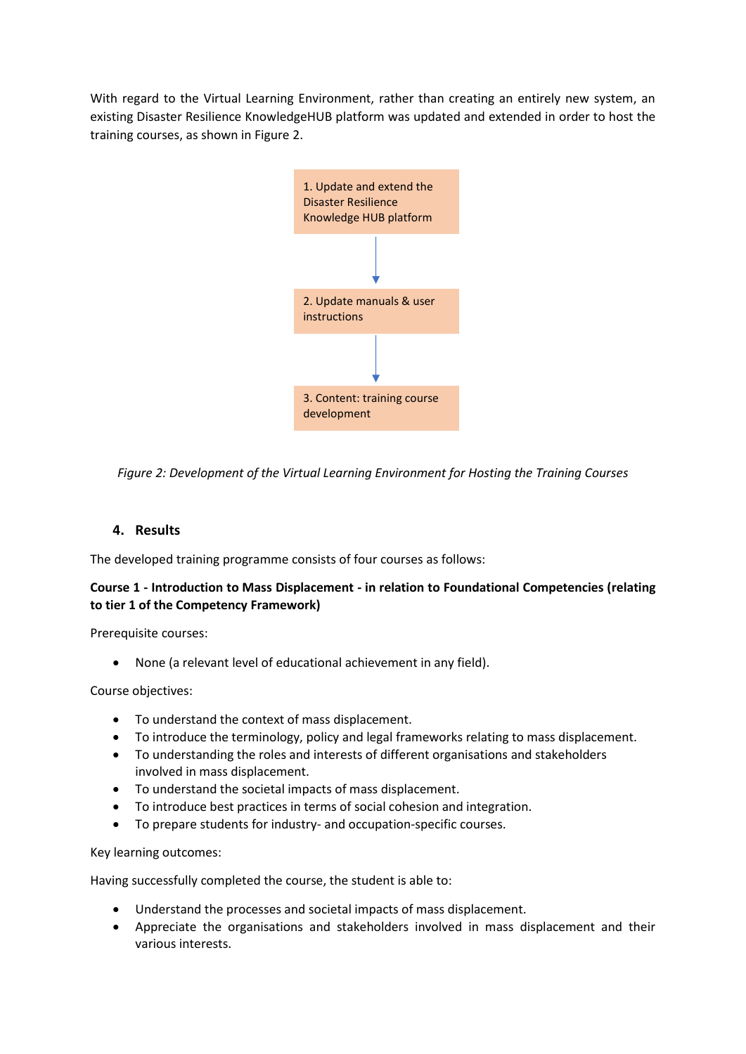With regard to the Virtual Learning Environment, rather than creating an entirely new system, an existing Disaster Resilience KnowledgeHUB platform was updated and extended in order to host the training courses, as shown in Figure 2.

1. Update and extend the Disaster Resilience Knowledge HUB platform

2. Update manuals & user instructions

3. Content: training course development

*Figure 2: Development of the Virtual Learning Environment for Hosting the Training Courses*

## 4. Results

The developed training programme consists of four courses as follows:

**Course 1 - Introduction to Mass Displacement - in relation to Foundational Competencies (relating to tier 1 of the Competency Framework)**

Prerequisite courses:

- None (a relevant level of educational achievement in any field).

Course objectives:

- To understand the context of mass displacement.
- To introduce the terminology, policy and legal frameworks relating to mass displacement.
- To understanding the roles and interests of different organisations and stakeholders involved in mass displacement.
- To understand the societal impacts of mass displacement.
- To introduce best practices in terms of social cohesion and integration.
- To prepare students for industry- and occupation-specific courses.

Key learning outcomes:

Having successfully completed the course, the student is able to:

- Understand the processes and societal impacts of mass displacement.
- Appreciate the organisations and stakeholders involved in mass displacement and their various interests.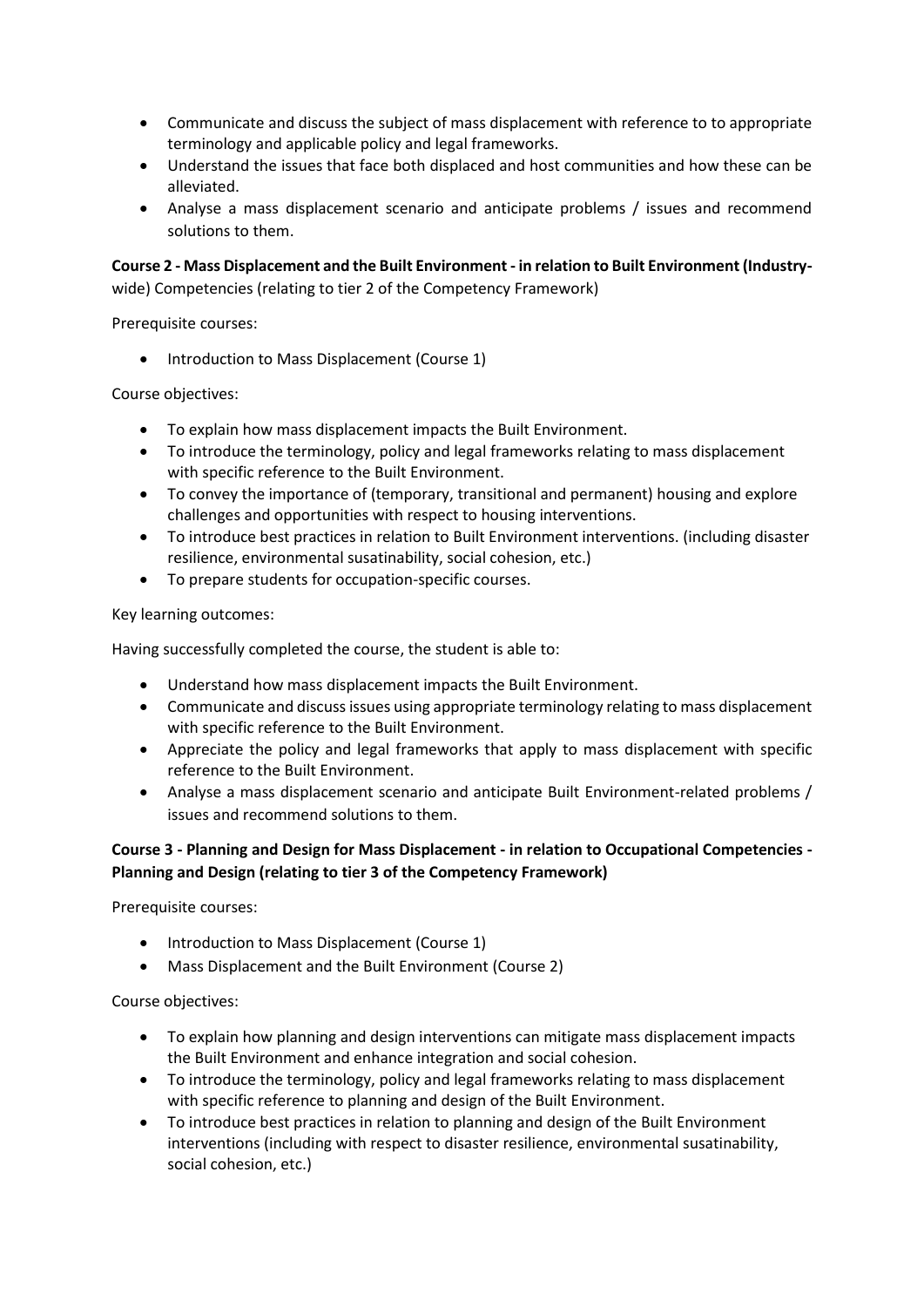- Communicate and discuss the subject of mass displacement with reference to to appropriate terminology and applicable policy and legal frameworks.
- Understand the issues that face both displaced and host communities and how these can be alleviated.
- Analyse a mass displacement scenario and anticipate problems / issues and recommend solutions to them.

**Course 2 - Mass Displacement and the Built Environment - in relation to Built Environment (Industry-**wide) Competencies (relating to tier 2 of the Competency Framework)

Prerequisite courses:

- Introduction to Mass Displacement (Course 1)

Course objectives:

- To explain how mass displacement impacts the Built Environment.
- To introduce the terminology, policy and legal frameworks relating to mass displacement with specific reference to the Built Environment.
- To convey the importance of (temporary, transitional and permanent) housing and explore challenges and opportunities with respect to housing interventions.
- To introduce best practices in relation to Built Environment interventions. (including disaster resilience, environmental susatinability, social cohesion, etc.)
- To prepare students for occupation-specific courses.

Key learning outcomes:

Having successfully completed the course, the student is able to:

- Understand how mass displacement impacts the Built Environment.
- Communicate and discuss issues using appropriate terminology relating to mass displacement with specific reference to the Built Environment.
- Appreciate the policy and legal frameworks that apply to mass displacement with specific reference to the Built Environment.
- Analyse a mass displacement scenario and anticipate Built Environment-related problems / issues and recommend solutions to them.

**Course 3 - Planning and Design for Mass Displacement - in relation to Occupational Competencies - Planning and Design (relating to tier 3 of the Competency Framework)**

Prerequisite courses:

- Introduction to Mass Displacement (Course 1)
- Mass Displacement and the Built Environment (Course 2)

Course objectives:

- To explain how planning and design interventions can mitigate mass displacement impacts the Built Environment and enhance integration and social cohesion.
- To introduce the terminology, policy and legal frameworks relating to mass displacement with specific reference to planning and design of the Built Environment.
- To introduce best practices in relation to planning and design of the Built Environment interventions (including with respect to disaster resilience, environmental susatinability, social cohesion, etc.)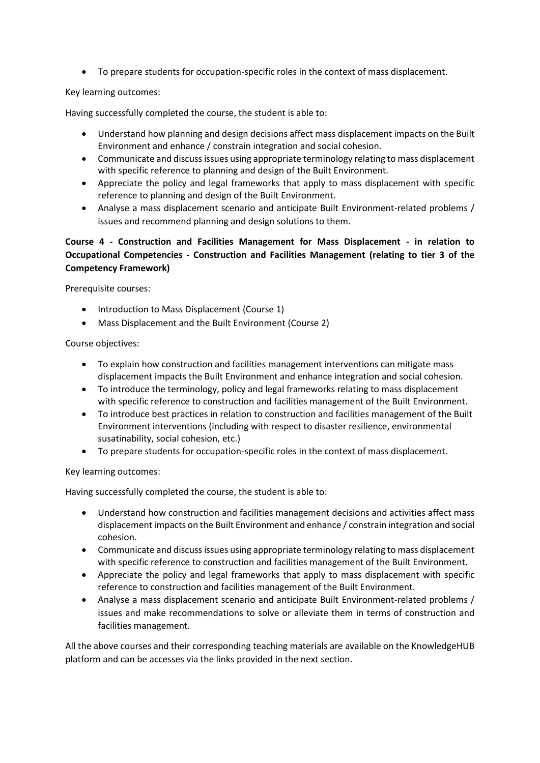- To prepare students for occupation-specific roles in the context of mass displacement.

Key learning outcomes:

Having successfully completed the course, the student is able to:

- Understand how planning and design decisions affect mass displacement impacts on the Built Environment and enhance / constrain integration and social cohesion.
- Communicate and discuss issues using appropriate terminology relating to mass displacement with specific reference to planning and design of the Built Environment.
- Appreciate the policy and legal frameworks that apply to mass displacement with specific reference to planning and design of the Built Environment.
- Analyse a mass displacement scenario and anticipate Built Environment-related problems / issues and recommend planning and design solutions to them.

**Course 4 - Construction and Facilities Management for Mass Displacement - in relation to Occupational Competencies - Construction and Facilities Management (relating to tier 3 of the Competency Framework)**

Prerequisite courses:

- Introduction to Mass Displacement (Course 1)
- Mass Displacement and the Built Environment (Course 2)

Course objectives:

- To explain how construction and facilities management interventions can mitigate mass displacement impacts the Built Environment and enhance integration and social cohesion.
- To introduce the terminology, policy and legal frameworks relating to mass displacement with specific reference to construction and facilities management of the Built Environment.
- To introduce best practices in relation to construction and facilities management of the Built Environment interventions (including with respect to disaster resilience, environmental susatainability, social cohesion, etc.)
- To prepare students for occupation-specific roles in the context of mass displacement.

Key learning outcomes:

Having successfully completed the course, the student is able to:

- Understand how construction and facilities management decisions and activities affect mass displacement impacts on the Built Environment and enhance / constrain integration and social cohesion.
- Communicate and discuss issues using appropriate terminology relating to mass displacement with specific reference to construction and facilities management of the Built Environment.
- Appreciate the policy and legal frameworks that apply to mass displacement with specific reference to construction and facilities management of the Built Environment.
- Analyse a mass displacement scenario and anticipate Built Environment-related problems / issues and make recommendations to solve or alleviate them in terms of construction and facilities management.

All the above courses and their corresponding teaching materials are available on the KnowledgeHUB platform and can be accesses via the links provided in the next section.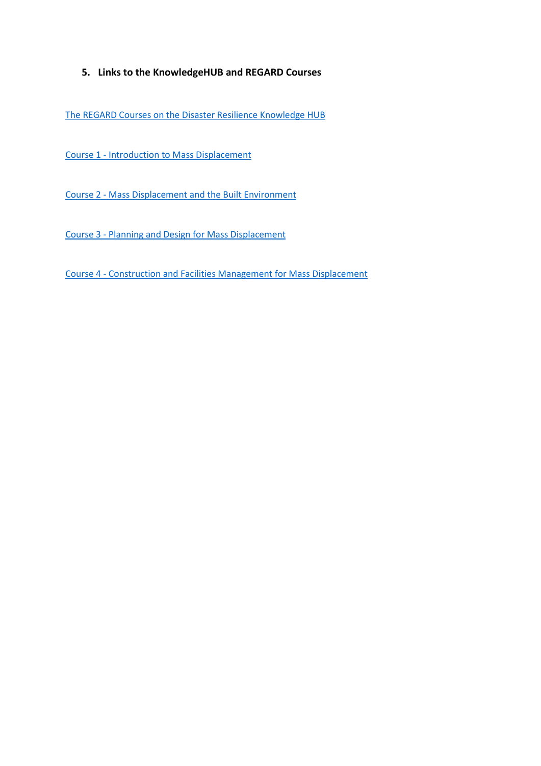## 5. Links to the KnowledgeHUB and REGARD Courses

The REGARD Courses on the Disaster Resilience Knowledge HUB

Course 1 - Introduction to Mass Displacement

Course 2 - Mass Displacement and the Built Environment

Course 3 - Planning and Design for Mass Displacement

Course 4 - Construction and Facilities Management for Mass Displacement